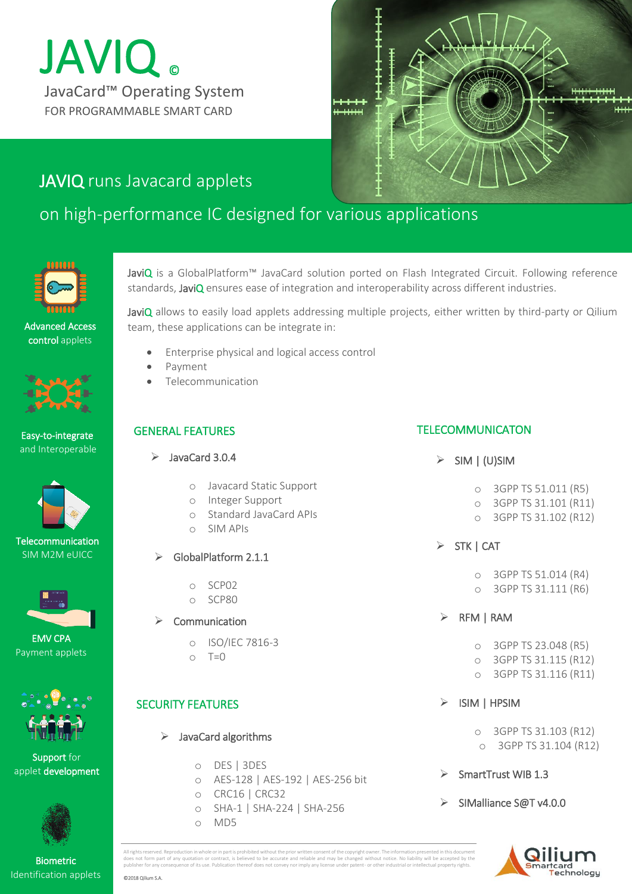# JAVIQ ©

JavaCard™ Operating System

FOR PROGRAMMABLE SMART CARD

## JAVIQ runs Javacard applets on high-performance IC designed for various applications

**Advanced Access control** applets

**Easy-to-integrate** and Interoperable

**Telecommunication** SIM M2M eUICC

**EMV CPA** Payment applets

**Support** for applet **development**

**Biometric** Identification applets

JaviQ is a GlobalPlatform™ JavaCard solution ported on Flash Integrated Circuit. Following reference standards, JaviQ ensures ease of integration and interoperability across different industries.

JaviQ allows to easily load applets addressing multiple projects, either written by third-party or Qilium team, these applications can be integrate in:

- Enterprise physical and logical access control
- Payment
- Telecommunication

### GENERAL FEATURES

- JavaCard 3.0.4
  - Javacard Static Support
  - Integer Support
  - Standard JavaCard APIs
  - SIM APIs
- GlobalPlatform 2.1.1
  - SCP02
  - SCP80
- Communication
  - ISO/IEC 7816-3
  - T=0

### SECURITY FEATURES

- JavaCard algorithms
  - DES | 3DES
  - AES-128 | AES-192 | AES-256 bit
  - CRC16 | CRC32
  - SHA-1 | SHA-224 | SHA-256
  - MD5

### TELECOMMUNICATON

- SIM | (U)SIM
  - 3GPP TS 51.011 (R5)
  - 3GPP TS 31.101 (R11)
  - 3GPP TS 31.102 (R12)
- STK | CAT
  - 3GPP TS 51.014 (R4)
  - 3GPP TS 31.111 (R6)
- RFM | RAM
  - 3GPP TS 23.048 (R5)
  - 3GPP TS 31.115 (R12)
  - 3GPP TS 31.116 (R11)
- ISIM | HPSIM
  - 3GPP TS 31.103 (R12)
  - 3GPP TS 31.104 (R12)
- SmartTrust WIB 1.3
- SIMalliance S@T v4.0.0

All rights reserved. Reproduction in whole or in part is prohibited without the prior written consent of the copyright owner. The information presented in this document does not form part of any quotation or contract, is believed to be accurate and reliable and may be changed without notice. No liability will be accepted by the publisher for any consequence of its use. Publication thereof does not convey nor imply any license under patent - or other industrial or intellectual property rights.

©2018 Qilium S.A.

Qilium Smartcard Technology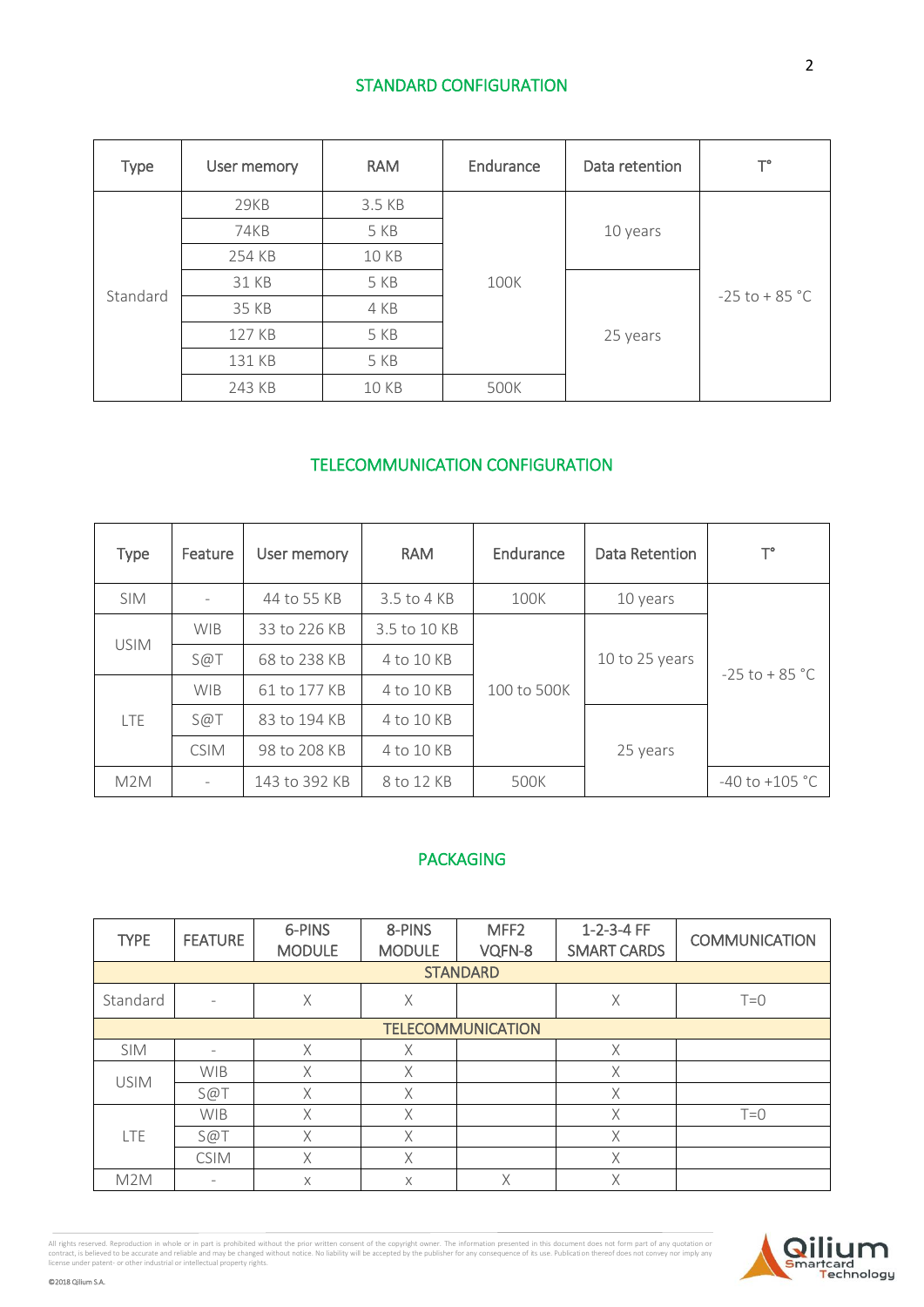## STANDARD CONFIGURATION

| Type | User memory | RAM | Endurance | Data retention | T° |
|---|---|---|---|---|---|
| Standard | 29KB | 3.5 KB | 100K | 10 years | -25 to + 85 °C |
| | 74KB | 5 KB | | | |
| | 254 KB | 10 KB | | | |
| | 31 KB | 5 KB | | 25 years | |
| | 35 KB | 4 KB | | | |
| | 127 KB | 5 KB | | | |
| | 131 KB | 5 KB | | | |
| | 243 KB | 10 KB | 500K | | |

## TELECOMMUNICATION CONFIGURATION

| Type | Feature | User memory | RAM | Endurance | Data Retention | T° |
|---|---|---|---|---|---|---|
| SIM | - | 44 to 55 KB | 3.5 to 4 KB | 100K | 10 years | -25 to + 85 °C |
| USIM | WIB | 33 to 226 KB | 3.5 to 10 KB | 100 to 500K | 10 to 25 years | |
| | S@T | 68 to 238 KB | 4 to 10 KB | | | |
| LTE | WIB | 61 to 177 KB | 4 to 10 KB | | | |
| | S@T | 83 to 194 KB | 4 to 10 KB | | 25 years | |
| | CSIM | 98 to 208 KB | 4 to 10 KB | | | |
| M2M | - | 143 to 392 KB | 8 to 12 KB | 500K | | -40 to +105 °C |

## PACKAGING

| TYPE | FEATURE | 6-PINS MODULE | 8-PINS MODULE | MFF2 VQFN-8 | 1-2-3-4 FF SMART CARDS | COMMUNICATION |
|---|---|---|---|---|---|---|
| STANDARD | | | | | | |
| Standard | - | X | X | | X | T=0 |
| TELECOMMUNICATION | | | | | | |
| SIM | - | X | X | | X | |
| USIM | WIB | X | X | | X | |
| | S@T | X | X | | X | |
| LTE | WIB | X | X | | X | T=0 |
| | S@T | X | X | | X | |
| | CSIM | X | X | | X | |
| M2M | - | x | x | X | X | |

All rights reserved. Reproduction in whole or in part is prohibited without the prior written consent of the copyright owner. The information presented in this document does not form part of any quotation or contract, is believed to be accurate and reliable and may be changed without notice. No liability will be accepted by the publisher for any consequence of its use. Publication thereof does not convey nor imply any license under patent- or other industrial or intellectual property rights.

©2018 Qilium S.A.

Qilium Smartcard Technology